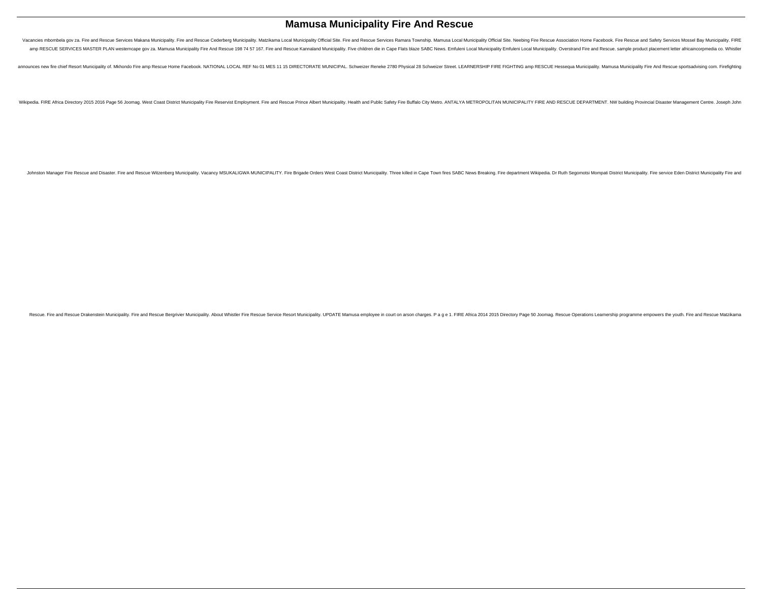# Mamusa Municipality Fire And Rescue

Vacancies mbombela gov za. Fire and Rescue Services Makana Municipality. Fire and Rescue Cederberg Municipality. Matzikama Local Municipality Official Site. Fire and Rescue Services Ramara Township. Mamusa Local Municipality Official Site. Neebing Fire Rescue Association Home Facebook. Fire Rescue and Safety Services Mossel Bay Municipality. FIRE amp RESCUE SERVICES MASTER PLAN westerncape gov za. Mamusa Municipality Fire And Rescue 198 74 57 167. Fire and Rescue Kannaland Municipality. Five children die in Cape Flats blaze SABC News. Emfuleni Local Municipality Emfuleni Local Municipality. Overstrand Fire and Rescue. sample product placement letter africaincorpmedia co. Whistler announces new fire chief Resort Municipality of. Mkhondo Fire amp Rescue Home Facebook. NATIONAL LOCAL REF No 01 MES 11 15 DIRECTORATE MUNICIPAL. Schweizer Reneke 2780 Physical 28 Schweizer Street. LEARNERSHIP FIRE FIGHTING amp RESCUE Hessequa Municipality. Mamusa Municipality Fire And Rescue sportsadvising com. Firefighting Wikipedia. FIRE Africa Directory 2015 2016 Page 56 Joomag. West Coast District Municipality Fire Reservist Employment. Fire and Rescue Prince Albert Municipality. Health and Public Safety Fire Buffalo City Metro. ANTALYA METROPOLITAN MUNICIPALITY FIRE AND RESCUE DEPARTMENT. NW building Provincial Disaster Management Centre. Joseph John Johnston Manager Fire Rescue and Disaster. Fire and Rescue Witzenberg Municipality. Vacancy MSUKALIGWA MUNICIPALITY. Fire Brigade Orders West Coast District Municipality. Three killed in Cape Town fires SABC News Breaking. Fire department Wikipedia. Dr Ruth Segomotsi Mompati District Municipality. Fire service Eden District Municipality Fire and Rescue. Fire and Rescue Drakenstein Municipality. Fire and Rescue Bergrivier Municipality. About Whistler Fire Rescue Service Resort Municipality. UPDATE Mamusa employee in court on arson charges. P a g e 1. FIRE Africa 2014 2015 Directory Page 50 Joomag. Rescue Operations Learnership programme empowers the youth. Fire and Rescue Matzikama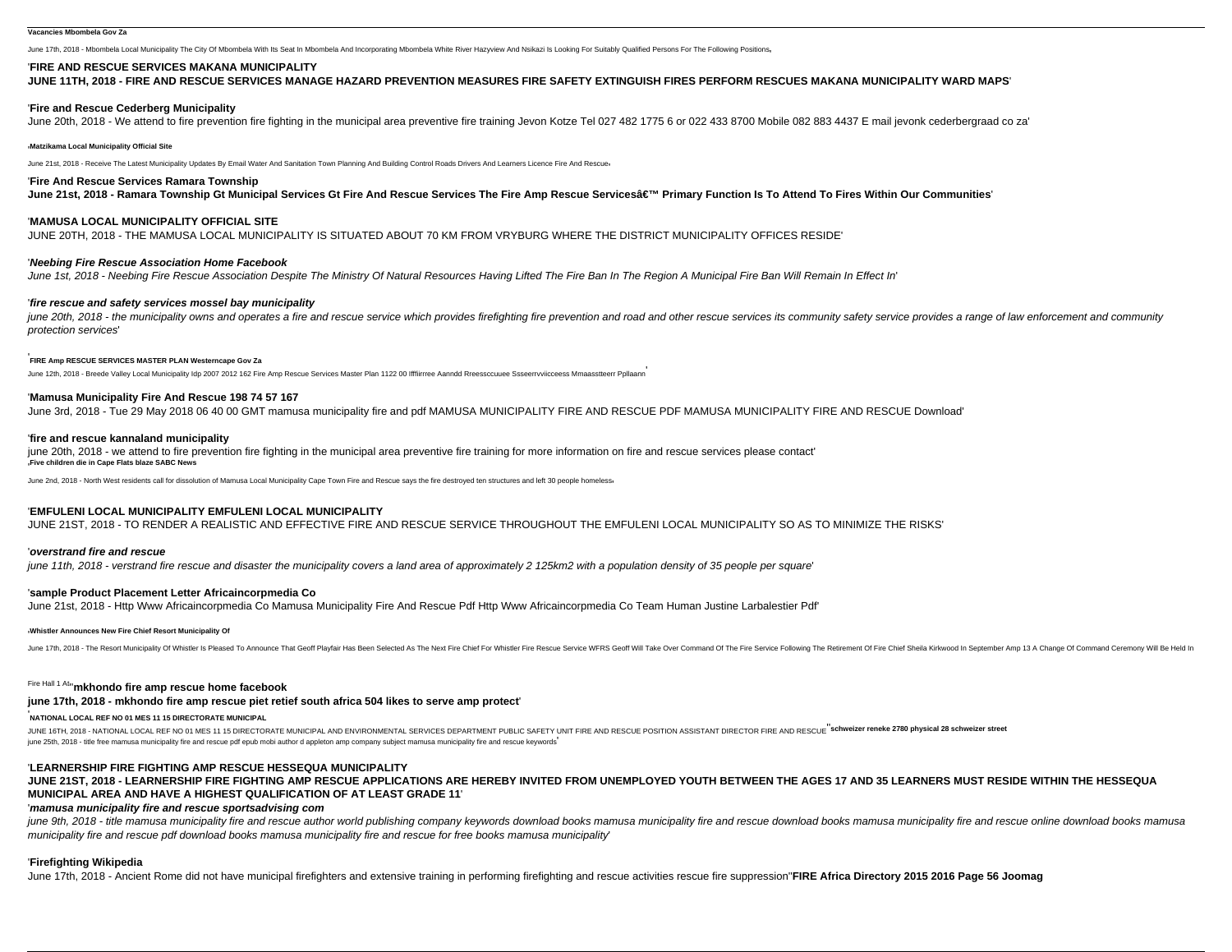**Vacancies Mbombela Gov Za**

June 17th, 2018 - Mbombela Local Municipality The City Of Mbombela With Its Seat In Mbombela And Incorporating Mbombela White River Hazyview And Nsikazi Is Looking For Suitably Qualified Persons For The Following Positions,

'**FIRE AND RESCUE SERVICES MAKANA MUNICIPALITY**

**JUNE 11TH, 2018 - FIRE AND RESCUE SERVICES MANAGE HAZARD PREVENTION MEASURES FIRE SAFETY EXTINGUISH FIRES PERFORM RESCUES MAKANA MUNICIPALITY WARD MAPS**'

'**Fire and Rescue Cederberg Municipality**

June 20th, 2018 - We attend to fire prevention fire fighting in the municipal area preventive fire training Jevon Kotze Tel 027 482 1775 6 or 022 433 8700 Mobile 082 883 4437 E mail jevonk cederbergraad co za'

,**Matzikama Local Municipality Official Site**

June 21st, 2018 - Receive The Latest Municipality Updates By Email Water And Sanitation Town Planning And Building Control Roads Drivers And Learners Licence Fire And Rescue,

'**Fire And Rescue Services Ramara Township**

**June 21st, 2018 - Ramara Township Gt Municipal Services Gt Fire And Rescue Services The Fire Amp Rescue Servicesâ€™ Primary Function Is To Attend To Fires Within Our Communities**'

'**MAMUSA LOCAL MUNICIPALITY OFFICIAL SITE**

JUNE 20TH, 2018 - THE MAMUSA LOCAL MUNICIPALITY IS SITUATED ABOUT 70 KM FROM VRYBURG WHERE THE DISTRICT MUNICIPALITY OFFICES RESIDE'

'***Neebing Fire Rescue Association Home Facebook***

*June 1st, 2018 - Neebing Fire Rescue Association Despite The Ministry Of Natural Resources Having Lifted The Fire Ban In The Region A Municipal Fire Ban Will Remain In Effect In*'

'***fire rescue and safety services mossel bay municipality***

*june 20th, 2018 - the municipality owns and operates a fire and rescue service which provides firefighting fire prevention and road and other rescue services its community safety service provides a range of law enforcement and community protection services*'

'**FIRE Amp RESCUE SERVICES MASTER PLAN Westerncape Gov Za**

June 12th, 2018 - Breede Valley Local Municipality Idp 2007 2012 162 Fire Amp Rescue Services Master Plan 1122 00 Ifffiirrree Aanndd Rreessccuuee Ssseerrvviicceess Mmaasstteerr Ppllaann'

'**Mamusa Municipality Fire And Rescue 198 74 57 167**

June 3rd, 2018 - Tue 29 May 2018 06 40 00 GMT mamusa municipality fire and pdf MAMUSA MUNICIPALITY FIRE AND RESCUE PDF MAMUSA MUNICIPALITY FIRE AND RESCUE Download'

'**fire and rescue kannaland municipality**

june 20th, 2018 - we attend to fire prevention fire fighting in the municipal area preventive fire training for more information on fire and rescue services please contact'

,**Five children die in Cape Flats blaze SABC News**

June 2nd, 2018 - North West residents call for dissolution of Mamusa Local Municipality Cape Town Fire and Rescue says the fire destroyed ten structures and left 30 people homeless,

'**EMFULENI LOCAL MUNICIPALITY EMFULENI LOCAL MUNICIPALITY**

JUNE 21ST, 2018 - TO RENDER A REALISTIC AND EFFECTIVE FIRE AND RESCUE SERVICE THROUGHOUT THE EMFULENI LOCAL MUNICIPALITY SO AS TO MINIMIZE THE RISKS'

'***overstrand fire and rescue***

*june 11th, 2018 - verstrand fire rescue and disaster the municipality covers a land area of approximately 2 125km2 with a population density of 35 people per square*'

'**sample Product Placement Letter Africaincorpmedia Co**

June 21st, 2018 - Http Www Africaincorpmedia Co Mamusa Municipality Fire And Rescue Pdf Http Www Africaincorpmedia Co Team Human Justine Larbalestier Pdf'

,**Whistler Announces New Fire Chief Resort Municipality Of**

June 17th, 2018 - The Resort Municipality Of Whistler Is Pleased To Announce That Geoff Playfair Has Been Selected As The Next Fire Chief For Whistler Fire Rescue Service WFRS Geoff Will Take Over Command Of The Fire Service Following The Retirement Of Fire Chief Sheila Kirkwood In September Amp 13 A Change Of Command Ceremony Will Be Held In Fire Hall 1 At''**mkhondo fire amp rescue home facebook**

**june 17th, 2018 - mkhondo fire amp rescue piet retief south africa 504 likes to serve amp protect**'

'**NATIONAL LOCAL REF NO 01 MES 11 15 DIRECTORATE MUNICIPAL**

JUNE 16TH, 2018 - NATIONAL LOCAL REF NO 01 MES 11 15 DIRECTORATE MUNICIPAL AND ENVIRONMENTAL SERVICES DEPARTMENT PUBLIC SAFETY UNIT FIRE AND RESCUE POSITION ASSISTANT DIRECTOR FIRE AND RESCUE''**schweizer reneke 2780 physical 28 schweizer street**

june 25th, 2018 - title free mamusa municipality fire and rescue pdf epub mobi author d appleton amp company subject mamusa municipality fire and rescue keywords'

'**LEARNERSHIP FIRE FIGHTING AMP RESCUE HESSEQUA MUNICIPALITY**

**JUNE 21ST, 2018 - LEARNERSHIP FIRE FIGHTING AMP RESCUE APPLICATIONS ARE HEREBY INVITED FROM UNEMPLOYED YOUTH BETWEEN THE AGES 17 AND 35 LEARNERS MUST RESIDE WITHIN THE HESSEQUA MUNICIPAL AREA AND HAVE A HIGHEST QUALIFICATION OF AT LEAST GRADE 11**'

'***mamusa municipality fire and rescue sportsadvising com***

*june 9th, 2018 - title mamusa municipality fire and rescue author world publishing company keywords download books mamusa municipality fire and rescue download books mamusa municipality fire and rescue online download books mamusa municipality fire and rescue pdf download books mamusa municipality fire and rescue for free books mamusa municipality*'

'**Firefighting Wikipedia**

June 17th, 2018 - Ancient Rome did not have municipal firefighters and extensive training in performing firefighting and rescue activities rescue fire suppression''**FIRE Africa Directory 2015 2016 Page 56 Joomag**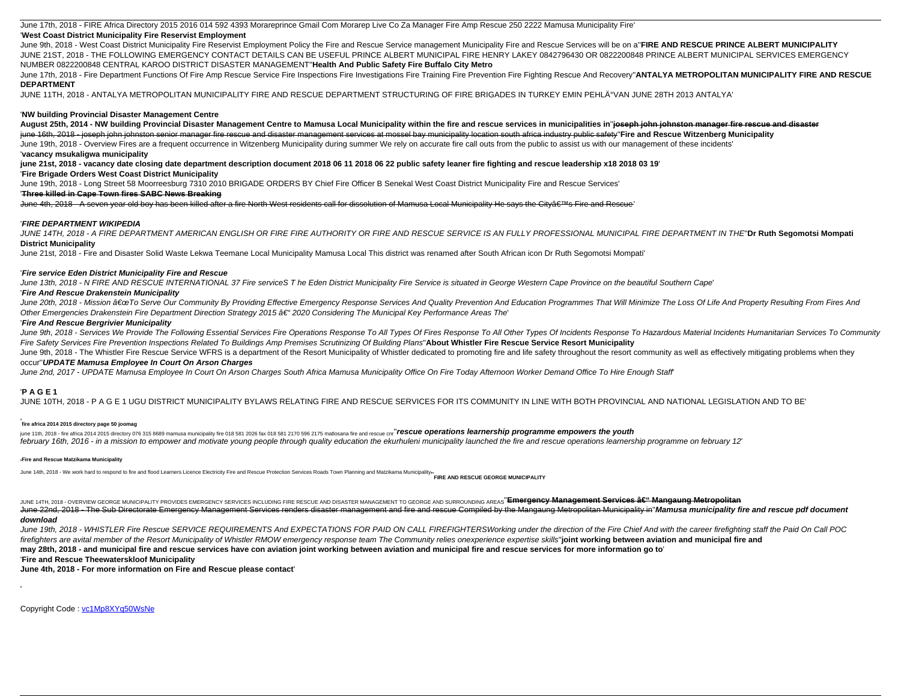June 17th, 2018 - FIRE Africa Directory 2015 2016 014 592 4393 Morareprince Gmail Com Morarep Live Co Za Manager Fire Amp Rescue 250 2222 Mamusa Municipality Fire'

'**West Coast District Municipality Fire Reservist Employment**

June 9th, 2018 - West Coast District Municipality Fire Reservist Employment Policy the Fire and Rescue Service management Municipality Fire and Rescue Services will be on a''**FIRE AND RESCUE PRINCE ALBERT MUNICIPALITY**

JUNE 21ST, 2018 - THE FOLLOWING EMERGENCY CONTACT DETAILS CAN BE USEFUL PRINCE ALBERT MUNICIPAL FIRE HENRY LAKEY 0842796430 OR 0822200848 PRINCE ALBERT MUNICIPAL SERVICES EMERGENCY NUMBER 0822200848 CENTRAL KAROO DISTRICT DISASTER MANAGEMENT''**Health And Public Safety Fire Buffalo City Metro**

June 17th, 2018 - Fire Department Functions Of Fire Amp Rescue Service Fire Inspections Fire Investigations Fire Training Fire Prevention Fire Fighting Rescue And Recovery''**ANTALYA METROPOLITAN MUNICIPALITY FIRE AND RESCUE DEPARTMENT**

JUNE 11TH, 2018 - ANTALYA METROPOLITAN MUNICIPALITY FIRE AND RESCUE DEPARTMENT STRUCTURING OF FIRE BRIGADES IN TURKEY EMIN PEHLÄ°VAN JUNE 28TH 2013 ANTALYA'

'**NW building Provincial Disaster Management Centre**

**August 25th, 2014 - NW building Provincial Disaster Management Centre to Mamusa Local Municipality within the fire and rescue services in municipalities in**''**joseph john johnston manager fire rescue and disaster**

june 16th, 2018 - joseph john johnston senior manager fire rescue and disaster management services at mossel bay municipality location south africa industry public safety''**Fire and Rescue Witzenberg Municipality**

June 19th, 2018 - Overview Fires are a frequent occurrence in Witzenberg Municipality during summer We rely on accurate fire call outs from the public to assist us with our management of these incidents'

'**vacancy msukaligwa municipality**

**june 21st, 2018 - vacancy date closing date department description document 2018 06 11 2018 06 22 public safety leaner fire fighting and rescue leadership x18 2018 03 19**'

'**Fire Brigade Orders West Coast District Municipality**

June 19th, 2018 - Long Street 58 Moorreesburg 7310 2010 BRIGADE ORDERS BY Chief Fire Officer B Senekal West Coast District Municipality Fire and Rescue Services'

'**Three killed in Cape Town fires SABC News Breaking**

June 4th, 2018 - A seven year old boy has been killed after a fire North West residents call for dissolution of Mamusa Local Municipality He says the Cityâ€™s Fire and Rescue'

'***FIRE DEPARTMENT WIKIPEDIA***

*JUNE 14TH, 2018 - A FIRE DEPARTMENT AMERICAN ENGLISH OR FIRE FIRE AUTHORITY OR FIRE AND RESCUE SERVICE IS AN FULLY PROFESSIONAL MUNICIPAL FIRE DEPARTMENT IN THE*''**Dr Ruth Segomotsi Mompati District Municipality**

June 21st, 2018 - Fire and Disaster Solid Waste Lekwa Teemane Local Municipality Mamusa Local This district was renamed after South African icon Dr Ruth Segomotsi Mompati'

'***Fire service Eden District Municipality Fire and Rescue***

*June 13th, 2018 - N FIRE AND RESCUE INTERNATIONAL 37 Fire serviceS T he Eden District Municipality Fire Service is situated in George Western Cape Province on the beautiful Southern Cape*'

'***Fire And Rescue Drakenstein Municipality***

*June 20th, 2018 - Mission â€œTo Serve Our Community By Providing Effective Emergency Response Services And Quality Prevention And Education Programmes That Will Minimize The Loss Of Life And Property Resulting From Fires And Other Emergencies Drakenstein Fire Department Direction Strategy 2015 â€“ 2020 Considering The Municipal Key Performance Areas The*'

'***Fire And Rescue Bergrivier Municipality***

*June 9th, 2018 - Services We Provide The Following Essential Services Fire Operations Response To All Types Of Fires Response To All Other Types Of Incidents Response To Hazardous Material Incidents Humanitarian Services To Community Fire Safety Services Fire Prevention Inspections Related To Buildings Amp Premises Scrutinizing Of Building Plans*''**About Whistler Fire Rescue Service Resort Municipality**

June 9th, 2018 - The Whistler Fire Rescue Service WFRS is a department of the Resort Municipality of Whistler dedicated to promoting fire and life safety throughout the resort community as well as effectively mitigating problems when they occur''***UPDATE Mamusa Employee In Court On Arson Charges***

*June 2nd, 2017 - UPDATE Mamusa Employee In Court On Arson Charges South Africa Mamusa Municipality Office On Fire Today Afternoon Worker Demand Office To Hire Enough Staff*'

'**P A G E 1**

JUNE 10TH, 2018 - P A G E 1 UGU DISTRICT MUNICIPALITY BYLAWS RELATING FIRE AND RESCUE SERVICES FOR ITS COMMUNITY IN LINE WITH BOTH PROVINCIAL AND NATIONAL LEGISLATION AND TO BE'

'**fire africa 2014 2015 directory page 50 joomag**

june 11th, 2018 - fire africa 2014 2015 directory 076 315 8689 mamusa municipality fire 018 581 2026 fax 018 581 2170 596 2175 matlosana fire and rescue cnr''***rescue operations learnership programme empowers the youth***

*february 16th, 2016 - in a mission to empower and motivate young people through quality education the ekurhuleni municipality launched the fire and rescue operations learnership programme on february 12*'

'**Fire and Rescue Matzikama Municipality**

June 14th, 2018 - We work hard to respond to fire and flood Learners Licence Electricity Fire and Rescue Protection Services Roads Town Planning and Matzikama Municipality''**FIRE AND RESCUE GEORGE MUNICIPALITY**

JUNE 14TH, 2018 - OVERVIEW GEORGE MUNICIPALITY PROVIDES EMERGENCY SERVICES INCLUDING FIRE RESCUE AND DISASTER MANAGEMENT TO GEORGE AND SURROUNDING AREAS''**Emergency Management Services â€“ Mangaung Metropolitan**

June 22nd, 2018 - The Sub Directorate Emergency Management Services renders disaster management and fire and rescue Compiled by the Mangaung Metropolitan Municipality in''***Mamusa municipality fire and rescue pdf document download***

*June 19th, 2018 - WHISTLER Fire Rescue SERVICE REQUIREMENTS And EXPECTATIONS FOR PAID ON CALL FIREFIGHTERSWorking under the direction of the Fire Chief And with the career firefighting staff the Paid On Call POC firefighters are avital member of the Resort Municipality of Whistler RMOW emergency response team The Community relies onexperience expertise skills*''**joint working between aviation and municipal fire and**

**may 28th, 2018 - and municipal fire and rescue services have con aviation joint working between aviation and municipal fire and rescue services for more information go to**'

'**Fire and Rescue Theewaterskloof Municipality**

**June 4th, 2018 - For more information on Fire and Rescue please contact**'

'

Copyright Code : vc1Mp8XYq50WsNe